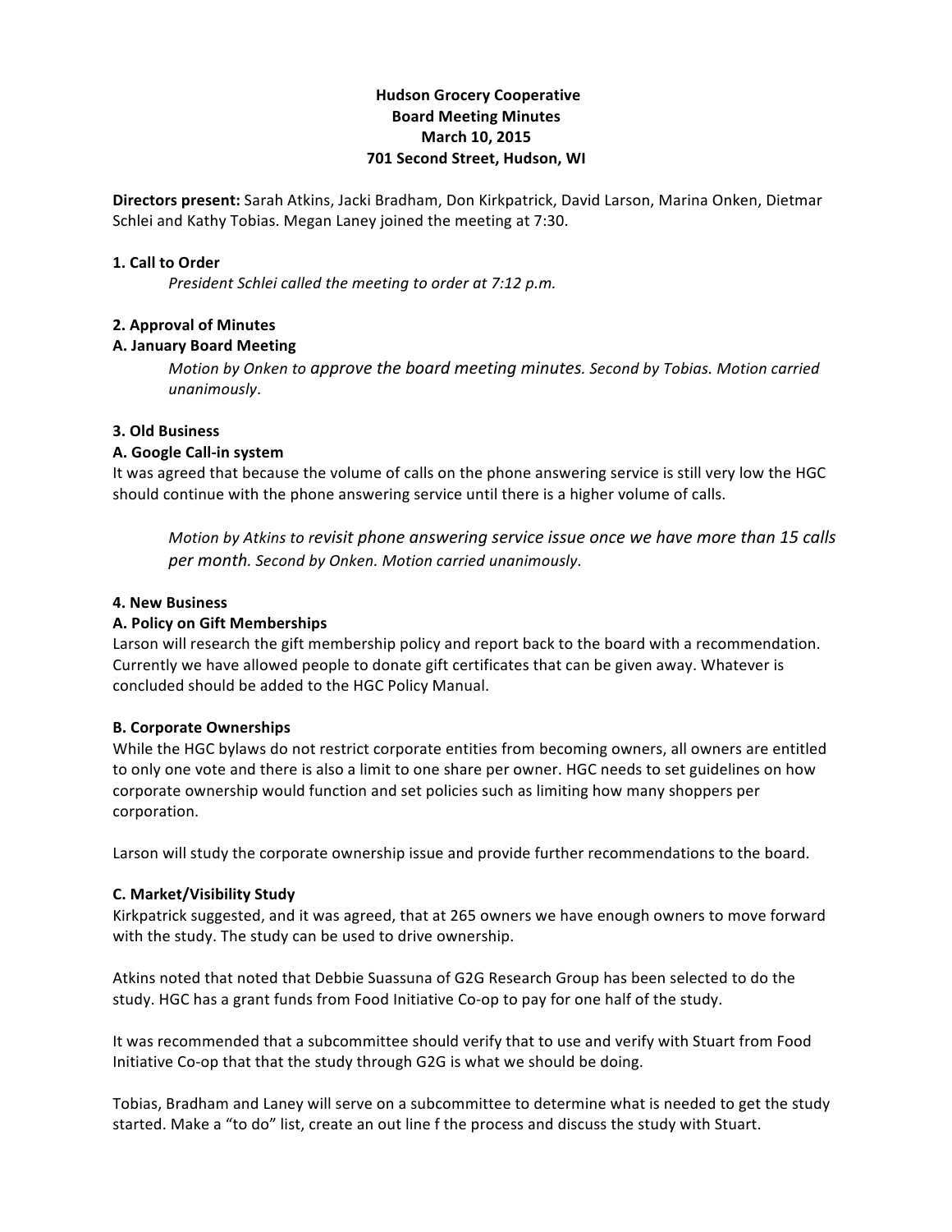**Hudson Grocery Cooperative**
**Board Meeting Minutes**
**March 10, 2015**
**701 Second Street, Hudson, WI**

**Directors present:** Sarah Atkins, Jacki Bradham, Don Kirkpatrick, David Larson, Marina Onken, Dietmar Schlei and Kathy Tobias. Megan Laney joined the meeting at 7:30.

**1. Call to Order**

*President Schlei called the meeting to order at 7:12 p.m.*

**2. Approval of Minutes**

**A. January Board Meeting**

*Motion by Onken to approve the board meeting minutes. Second by Tobias. Motion carried unanimously.*

**3. Old Business**

**A. Google Call-in system**

It was agreed that because the volume of calls on the phone answering service is still very low the HGC should continue with the phone answering service until there is a higher volume of calls.

*Motion by Atkins to revisit phone answering service issue once we have more than 15 calls per month. Second by Onken. Motion carried unanimously.*

**4. New Business**

**A. Policy on Gift Memberships**

Larson will research the gift membership policy and report back to the board with a recommendation. Currently we have allowed people to donate gift certificates that can be given away. Whatever is concluded should be added to the HGC Policy Manual.

**B. Corporate Ownerships**

While the HGC bylaws do not restrict corporate entities from becoming owners, all owners are entitled to only one vote and there is also a limit to one share per owner. HGC needs to set guidelines on how corporate ownership would function and set policies such as limiting how many shoppers per corporation.

Larson will study the corporate ownership issue and provide further recommendations to the board.

**C. Market/Visibility Study**

Kirkpatrick suggested, and it was agreed, that at 265 owners we have enough owners to move forward with the study. The study can be used to drive ownership.

Atkins noted that noted that Debbie Suassuna of G2G Research Group has been selected to do the study. HGC has a grant funds from Food Initiative Co-op to pay for one half of the study.

It was recommended that a subcommittee should verify that to use and verify with Stuart from Food Initiative Co-op that that the study through G2G is what we should be doing.

Tobias, Bradham and Laney will serve on a subcommittee to determine what is needed to get the study started. Make a "to do" list, create an out line f the process and discuss the study with Stuart.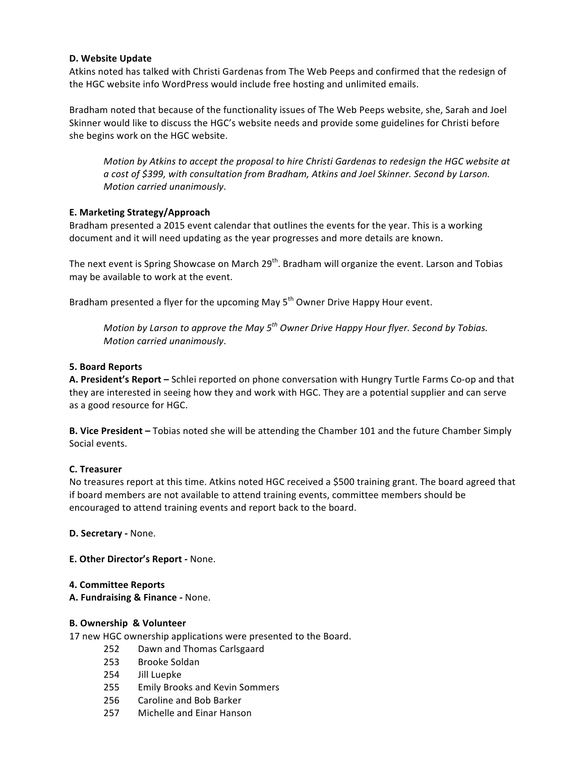**D. Website Update**

Atkins noted has talked with Christi Gardenas from The Web Peeps and confirmed that the redesign of the HGC website info WordPress would include free hosting and unlimited emails.

Bradham noted that because of the functionality issues of The Web Peeps website, she, Sarah and Joel Skinner would like to discuss the HGC's website needs and provide some guidelines for Christi before she begins work on the HGC website.

> *Motion by Atkins to accept the proposal to hire Christi Gardenas to redesign the HGC website at a cost of $399, with consultation from Bradham, Atkins and Joel Skinner. Second by Larson. Motion carried unanimously*.

**E. Marketing Strategy/Approach**

Bradham presented a 2015 event calendar that outlines the events for the year. This is a working document and it will need updating as the year progresses and more details are known.

The next event is Spring Showcase on March 29th. Bradham will organize the event. Larson and Tobias may be available to work at the event.

Bradham presented a flyer for the upcoming May 5th Owner Drive Happy Hour event.

> *Motion by Larson to approve the May 5th Owner Drive Happy Hour flyer. Second by Tobias. Motion carried unanimously*.

**5. Board Reports**

**A. President's Report –** Schlei reported on phone conversation with Hungry Turtle Farms Co-op and that they are interested in seeing how they and work with HGC. They are a potential supplier and can serve as a good resource for HGC.

**B. Vice President –** Tobias noted she will be attending the Chamber 101 and the future Chamber Simply Social events.

**C. Treasurer**

No treasures report at this time. Atkins noted HGC received a $500 training grant. The board agreed that if board members are not available to attend training events, committee members should be encouraged to attend training events and report back to the board.

**D. Secretary -** None.

**E. Other Director's Report -** None.

**4. Committee Reports**

**A. Fundraising & Finance -** None.

**B. Ownership & Volunteer**

17 new HGC ownership applications were presented to the Board.

- 252 Dawn and Thomas Carlsgaard
- 253 Brooke Soldan
- 254 Jill Luepke
- 255 Emily Brooks and Kevin Sommers
- 256 Caroline and Bob Barker
- 257 Michelle and Einar Hanson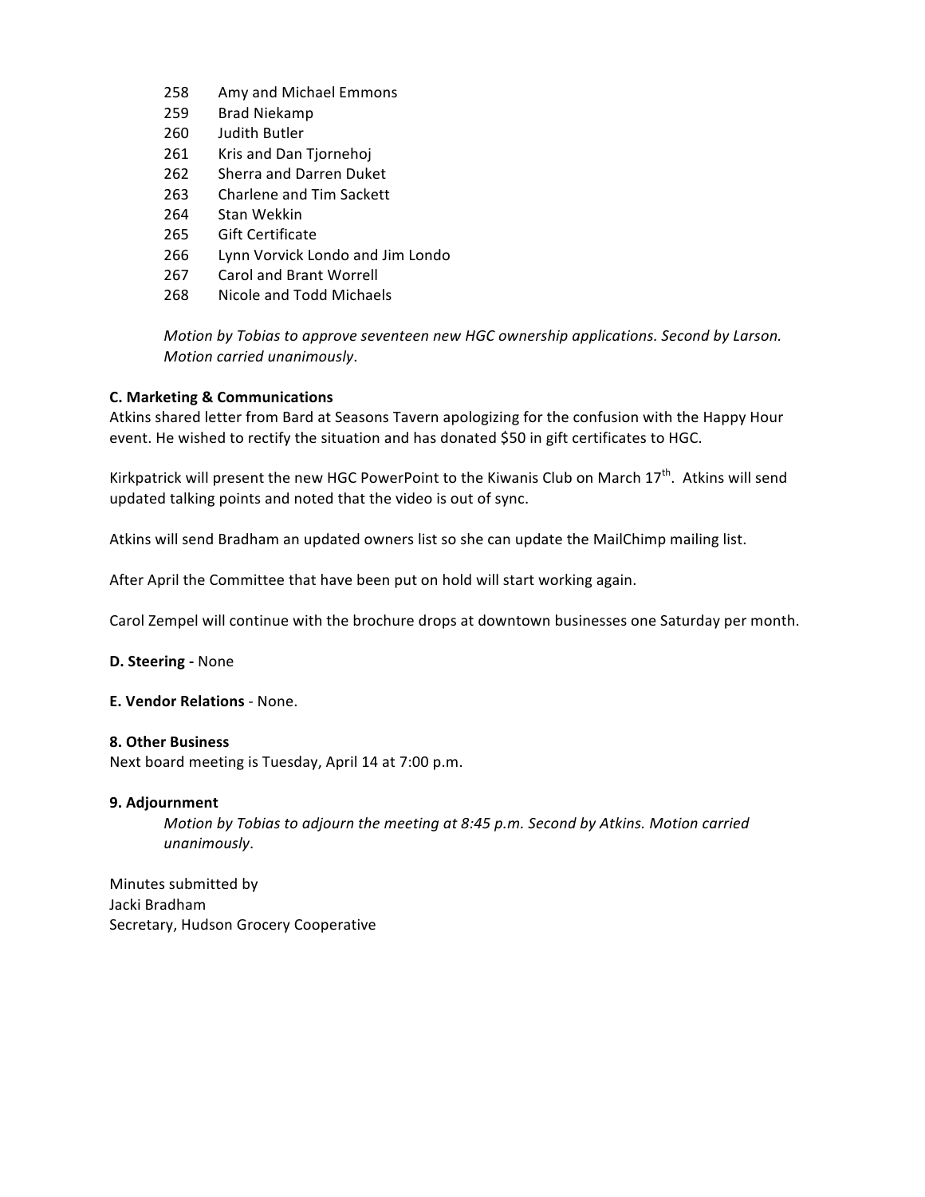258 Amy and Michael Emmons
259 Brad Niekamp
260 Judith Butler
261 Kris and Dan Tjornehoj
262 Sherra and Darren Duket
263 Charlene and Tim Sackett
264 Stan Wekkin
265 Gift Certificate
266 Lynn Vorvick Londo and Jim Londo
267 Carol and Brant Worrell
268 Nicole and Todd Michaels

*Motion by Tobias to approve seventeen new HGC ownership applications. Second by Larson. Motion carried unanimously*.

**C. Marketing & Communications**

Atkins shared letter from Bard at Seasons Tavern apologizing for the confusion with the Happy Hour event. He wished to rectify the situation and has donated $50 in gift certificates to HGC.

Kirkpatrick will present the new HGC PowerPoint to the Kiwanis Club on March 17th. Atkins will send updated talking points and noted that the video is out of sync.

Atkins will send Bradham an updated owners list so she can update the MailChimp mailing list.

After April the Committee that have been put on hold will start working again.

Carol Zempel will continue with the brochure drops at downtown businesses one Saturday per month.

**D. Steering -** None

**E. Vendor Relations** - None.

**8. Other Business**

Next board meeting is Tuesday, April 14 at 7:00 p.m.

**9. Adjournment**

*Motion by Tobias to adjourn the meeting at 8:45 p.m. Second by Atkins. Motion carried unanimously*.

Minutes submitted by
Jacki Bradham
Secretary, Hudson Grocery Cooperative